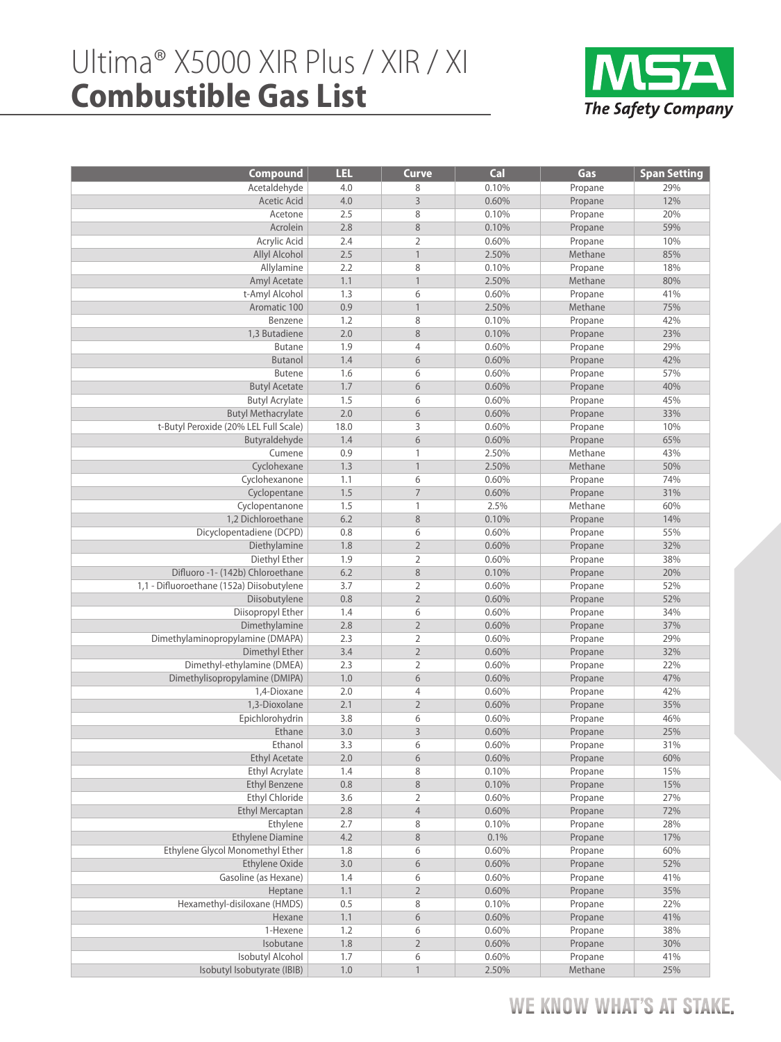# Ultima® X5000 XIR Plus / XIR / XI
# **Combustible Gas List**

MSA The Safety Company

| Compound | LEL | Curve | Cal | Gas | Span Setting |
|---|---|---|---|---|---|
| Acetaldehyde | 4.0 | 8 | 0.10% | Propane | 29% |
| Acetic Acid | 4.0 | 3 | 0.60% | Propane | 12% |
| Acetone | 2.5 | 8 | 0.10% | Propane | 20% |
| Acrolein | 2.8 | 8 | 0.10% | Propane | 59% |
| Acrylic Acid | 2.4 | 2 | 0.60% | Propane | 10% |
| Allyl Alcohol | 2.5 | 1 | 2.50% | Methane | 85% |
| Allylamine | 2.2 | 8 | 0.10% | Propane | 18% |
| Amyl Acetate | 1.1 | 1 | 2.50% | Methane | 80% |
| t-Amyl Alcohol | 1.3 | 6 | 0.60% | Propane | 41% |
| Aromatic 100 | 0.9 | 1 | 2.50% | Methane | 75% |
| Benzene | 1.2 | 8 | 0.10% | Propane | 42% |
| 1,3 Butadiene | 2.0 | 8 | 0.10% | Propane | 23% |
| Butane | 1.9 | 4 | 0.60% | Propane | 29% |
| Butanol | 1.4 | 6 | 0.60% | Propane | 42% |
| Butene | 1.6 | 6 | 0.60% | Propane | 57% |
| Butyl Acetate | 1.7 | 6 | 0.60% | Propane | 40% |
| Butyl Acrylate | 1.5 | 6 | 0.60% | Propane | 45% |
| Butyl Methacrylate | 2.0 | 6 | 0.60% | Propane | 33% |
| t-Butyl Peroxide (20% LEL Full Scale) | 18.0 | 3 | 0.60% | Propane | 10% |
| Butyraldehyde | 1.4 | 6 | 0.60% | Propane | 65% |
| Cumene | 0.9 | 1 | 2.50% | Methane | 43% |
| Cyclohexane | 1.3 | 1 | 2.50% | Methane | 50% |
| Cyclohexanone | 1.1 | 6 | 0.60% | Propane | 74% |
| Cyclopentane | 1.5 | 7 | 0.60% | Propane | 31% |
| Cyclopentanone | 1.5 | 1 | 2.5% | Methane | 60% |
| 1,2 Dichloroethane | 6.2 | 8 | 0.10% | Propane | 14% |
| Dicyclopentadiene (DCPD) | 0.8 | 6 | 0.60% | Propane | 55% |
| Diethylamine | 1.8 | 2 | 0.60% | Propane | 32% |
| Diethyl Ether | 1.9 | 2 | 0.60% | Propane | 38% |
| Difluoro -1- (142b) Chloroethane | 6.2 | 8 | 0.10% | Propane | 20% |
| 1,1 - Difluoroethane (152a) Diisobutylene | 3.7 | 2 | 0.60% | Propane | 52% |
| Diisobutylene | 0.8 | 2 | 0.60% | Propane | 52% |
| Diisopropyl Ether | 1.4 | 6 | 0.60% | Propane | 34% |
| Dimethylamine | 2.8 | 2 | 0.60% | Propane | 37% |
| Dimethylaminopropylamine (DMAPA) | 2.3 | 2 | 0.60% | Propane | 29% |
| Dimethyl Ether | 3.4 | 2 | 0.60% | Propane | 32% |
| Dimethyl-ethylamine (DMEA) | 2.3 | 2 | 0.60% | Propane | 22% |
| Dimethylisopropylamine (DMIPA) | 1.0 | 6 | 0.60% | Propane | 47% |
| 1,4-Dioxane | 2.0 | 4 | 0.60% | Propane | 42% |
| 1,3-Dioxolane | 2.1 | 2 | 0.60% | Propane | 35% |
| Epichlorohydrin | 3.8 | 6 | 0.60% | Propane | 46% |
| Ethane | 3.0 | 3 | 0.60% | Propane | 25% |
| Ethanol | 3.3 | 6 | 0.60% | Propane | 31% |
| Ethyl Acetate | 2.0 | 6 | 0.60% | Propane | 60% |
| Ethyl Acrylate | 1.4 | 8 | 0.10% | Propane | 15% |
| Ethyl Benzene | 0.8 | 8 | 0.10% | Propane | 15% |
| Ethyl Chloride | 3.6 | 2 | 0.60% | Propane | 27% |
| Ethyl Mercaptan | 2.8 | 4 | 0.60% | Propane | 72% |
| Ethylene | 2.7 | 8 | 0.10% | Propane | 28% |
| Ethylene Diamine | 4.2 | 8 | 0.1% | Propane | 17% |
| Ethylene Glycol Monomethyl Ether | 1.8 | 6 | 0.60% | Propane | 60% |
| Ethylene Oxide | 3.0 | 6 | 0.60% | Propane | 52% |
| Gasoline (as Hexane) | 1.4 | 6 | 0.60% | Propane | 41% |
| Heptane | 1.1 | 2 | 0.60% | Propane | 35% |
| Hexamethyl-disiloxane (HMDS) | 0.5 | 8 | 0.10% | Propane | 22% |
| Hexane | 1.1 | 6 | 0.60% | Propane | 41% |
| 1-Hexene | 1.2 | 6 | 0.60% | Propane | 38% |
| Isobutane | 1.8 | 2 | 0.60% | Propane | 30% |
| Isobutyl Alcohol | 1.7 | 6 | 0.60% | Propane | 41% |
| Isobutyl Isobutyrate (IBIB) | 1.0 | 1 | 2.50% | Methane | 25% |

WE KNOW WHAT'S AT STAKE.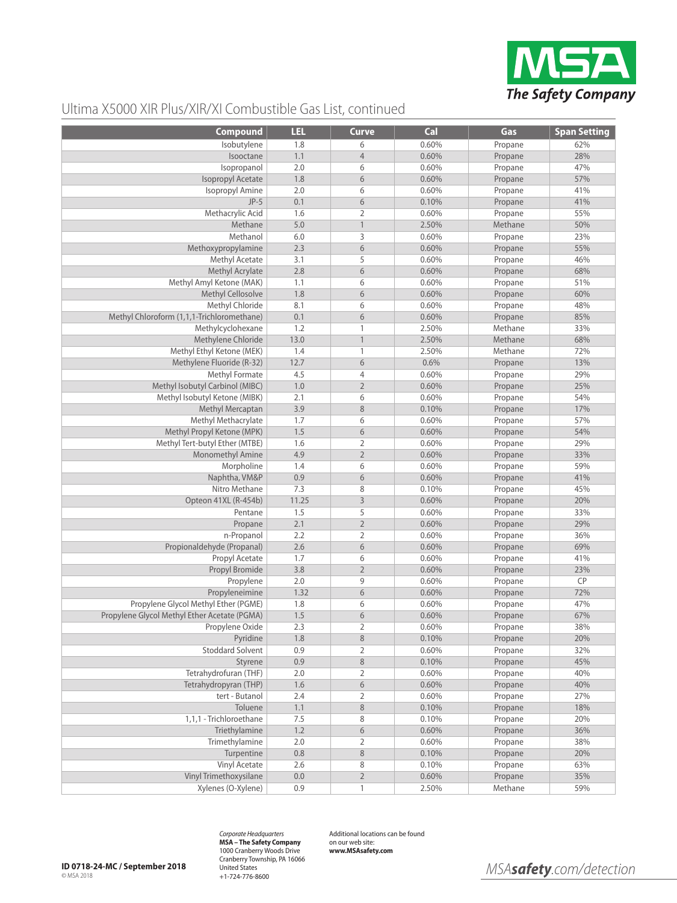## Ultima X5000 XIR Plus/XIR/XI Combustible Gas List, continued

| Compound | LEL | Curve | Cal | Gas | Span Setting |
|---|---|---|---|---|---|
| Isobutylene | 1.8 | 6 | 0.60% | Propane | 62% |
| Isooctane | 1.1 | 4 | 0.60% | Propane | 28% |
| Isopropanol | 2.0 | 6 | 0.60% | Propane | 47% |
| Isopropyl Acetate | 1.8 | 6 | 0.60% | Propane | 57% |
| Isopropyl Amine | 2.0 | 6 | 0.60% | Propane | 41% |
| JP-5 | 0.1 | 6 | 0.10% | Propane | 41% |
| Methacrylic Acid | 1.6 | 2 | 0.60% | Propane | 55% |
| Methane | 5.0 | 1 | 2.50% | Methane | 50% |
| Methanol | 6.0 | 3 | 0.60% | Propane | 23% |
| Methoxypropylamine | 2.3 | 6 | 0.60% | Propane | 55% |
| Methyl Acetate | 3.1 | 5 | 0.60% | Propane | 46% |
| Methyl Acrylate | 2.8 | 6 | 0.60% | Propane | 68% |
| Methyl Amyl Ketone (MAK) | 1.1 | 6 | 0.60% | Propane | 51% |
| Methyl Cellosolve | 1.8 | 6 | 0.60% | Propane | 60% |
| Methyl Chloride | 8.1 | 6 | 0.60% | Propane | 48% |
| Methyl Chloroform (1,1,1-Trichloromethane) | 0.1 | 6 | 0.60% | Propane | 85% |
| Methylcyclohexane | 1.2 | 1 | 2.50% | Methane | 33% |
| Methylene Chloride | 13.0 | 1 | 2.50% | Methane | 68% |
| Methyl Ethyl Ketone (MEK) | 1.4 | 1 | 2.50% | Methane | 72% |
| Methylene Fluoride (R-32) | 12.7 | 6 | 0.6% | Propane | 13% |
| Methyl Formate | 4.5 | 4 | 0.60% | Propane | 29% |
| Methyl Isobutyl Carbinol (MIBC) | 1.0 | 2 | 0.60% | Propane | 25% |
| Methyl Isobutyl Ketone (MIBK) | 2.1 | 6 | 0.60% | Propane | 54% |
| Methyl Mercaptan | 3.9 | 8 | 0.10% | Propane | 17% |
| Methyl Methacrylate | 1.7 | 6 | 0.60% | Propane | 57% |
| Methyl Propyl Ketone (MPK) | 1.5 | 6 | 0.60% | Propane | 54% |
| Methyl Tert-butyl Ether (MTBE) | 1.6 | 2 | 0.60% | Propane | 29% |
| Monomethyl Amine | 4.9 | 2 | 0.60% | Propane | 33% |
| Morpholine | 1.4 | 6 | 0.60% | Propane | 59% |
| Naphtha, VM&P | 0.9 | 6 | 0.60% | Propane | 41% |
| Nitro Methane | 7.3 | 8 | 0.10% | Propane | 45% |
| Opteon 41XL (R-454b) | 11.25 | 3 | 0.60% | Propane | 20% |
| Pentane | 1.5 | 5 | 0.60% | Propane | 33% |
| Propane | 2.1 | 2 | 0.60% | Propane | 29% |
| n-Propanol | 2.2 | 2 | 0.60% | Propane | 36% |
| Propionaldehyde (Propanal) | 2.6 | 6 | 0.60% | Propane | 69% |
| Propyl Acetate | 1.7 | 6 | 0.60% | Propane | 41% |
| Propyl Bromide | 3.8 | 2 | 0.60% | Propane | 23% |
| Propylene | 2.0 | 9 | 0.60% | Propane | CP |
| Propyleneimine | 1.32 | 6 | 0.60% | Propane | 72% |
| Propylene Glycol Methyl Ether (PGME) | 1.8 | 6 | 0.60% | Propane | 47% |
| Propylene Glycol Methyl Ether Acetate (PGMA) | 1.5 | 6 | 0.60% | Propane | 67% |
| Propylene Oxide | 2.3 | 2 | 0.60% | Propane | 38% |
| Pyridine | 1.8 | 8 | 0.10% | Propane | 20% |
| Stoddard Solvent | 0.9 | 2 | 0.60% | Propane | 32% |
| Styrene | 0.9 | 8 | 0.10% | Propane | 45% |
| Tetrahydrofuran (THF) | 2.0 | 2 | 0.60% | Propane | 40% |
| Tetrahydropyran (THP) | 1.6 | 6 | 0.60% | Propane | 40% |
| tert - Butanol | 2.4 | 2 | 0.60% | Propane | 27% |
| Toluene | 1.1 | 8 | 0.10% | Propane | 18% |
| 1,1,1 - Trichloroethane | 7.5 | 8 | 0.10% | Propane | 20% |
| Triethylamine | 1.2 | 6 | 0.60% | Propane | 36% |
| Trimethylamine | 2.0 | 2 | 0.60% | Propane | 38% |
| Turpentine | 0.8 | 8 | 0.10% | Propane | 20% |
| Vinyl Acetate | 2.6 | 8 | 0.10% | Propane | 63% |
| Vinyl Trimethoxysilane | 0.0 | 2 | 0.60% | Propane | 35% |
| Xylenes (O-Xylene) | 0.9 | 1 | 2.50% | Methane | 59% |

**ID 0718-24-MC / September 2018**
© MSA 2018

*Corporate Headquarters*
**MSA – The Safety Company**
1000 Cranberry Woods Drive
Cranberry Township, PA 16066
United States
+1-724-776-8600

Additional locations can be found on our web site:
**www.MSAsafety.com**

*MSA**safety**.com/detection*